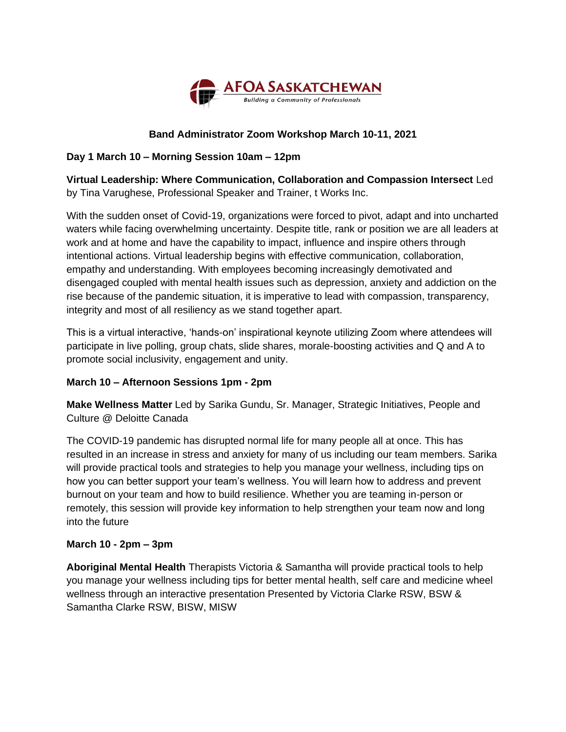AFOA SASKATCHEWAN
*Building a Community of Professionals*

# Band Administrator Zoom Workshop March 10-11, 2021

## Day 1 March 10 – Morning Session 10am – 12pm

**Virtual Leadership: Where Communication, Collaboration and Compassion Intersect** Led by Tina Varughese, Professional Speaker and Trainer, t Works Inc.

With the sudden onset of Covid-19, organizations were forced to pivot, adapt and into uncharted waters while facing overwhelming uncertainty. Despite title, rank or position we are all leaders at work and at home and have the capability to impact, influence and inspire others through intentional actions. Virtual leadership begins with effective communication, collaboration, empathy and understanding. With employees becoming increasingly demotivated and disengaged coupled with mental health issues such as depression, anxiety and addiction on the rise because of the pandemic situation, it is imperative to lead with compassion, transparency, integrity and most of all resiliency as we stand together apart.

This is a virtual interactive, 'hands-on' inspirational keynote utilizing Zoom where attendees will participate in live polling, group chats, slide shares, morale-boosting activities and Q and A to promote social inclusivity, engagement and unity.

## March 10 – Afternoon Sessions 1pm - 2pm

**Make Wellness Matter** Led by Sarika Gundu, Sr. Manager, Strategic Initiatives, People and Culture @ Deloitte Canada

The COVID-19 pandemic has disrupted normal life for many people all at once. This has resulted in an increase in stress and anxiety for many of us including our team members. Sarika will provide practical tools and strategies to help you manage your wellness, including tips on how you can better support your team's wellness. You will learn how to address and prevent burnout on your team and how to build resilience. Whether you are teaming in-person or remotely, this session will provide key information to help strengthen your team now and long into the future

## March 10 - 2pm – 3pm

**Aboriginal Mental Health** Therapists Victoria & Samantha will provide practical tools to help you manage your wellness including tips for better mental health, self care and medicine wheel wellness through an interactive presentation Presented by Victoria Clarke RSW, BSW & Samantha Clarke RSW, BISW, MISW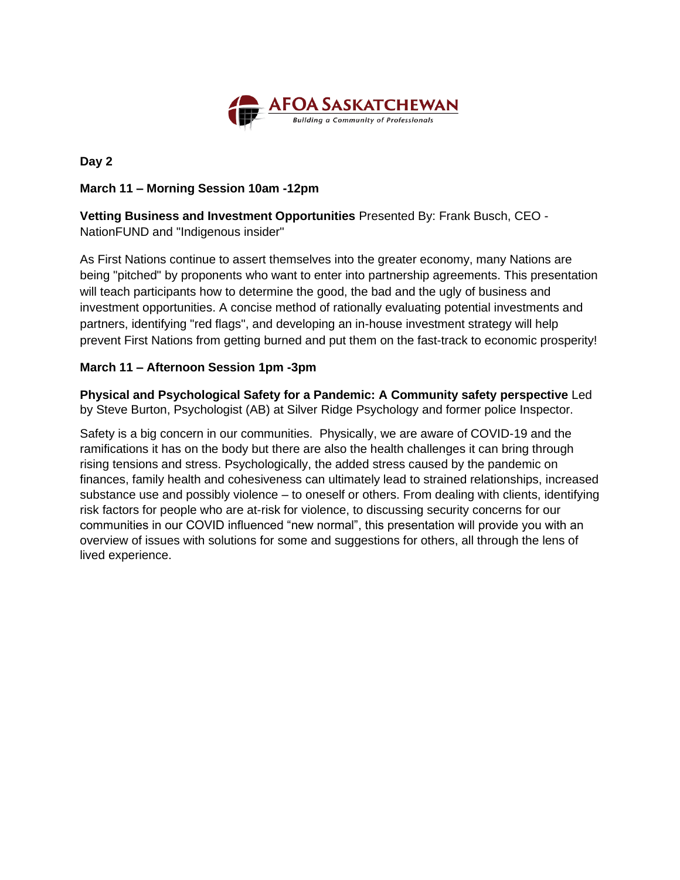AFOA SASKATCHEWAN

*Building a Community of Professionals*

**Day 2**

**March 11 – Morning Session 10am -12pm**

**Vetting Business and Investment Opportunities** Presented By: Frank Busch, CEO - NationFUND and "Indigenous insider"

As First Nations continue to assert themselves into the greater economy, many Nations are being "pitched" by proponents who want to enter into partnership agreements. This presentation will teach participants how to determine the good, the bad and the ugly of business and investment opportunities. A concise method of rationally evaluating potential investments and partners, identifying "red flags", and developing an in-house investment strategy will help prevent First Nations from getting burned and put them on the fast-track to economic prosperity!

**March 11 – Afternoon Session 1pm -3pm**

**Physical and Psychological Safety for a Pandemic: A Community safety perspective** Led by Steve Burton, Psychologist (AB) at Silver Ridge Psychology and former police Inspector.

Safety is a big concern in our communities. Physically, we are aware of COVID-19 and the ramifications it has on the body but there are also the health challenges it can bring through rising tensions and stress. Psychologically, the added stress caused by the pandemic on finances, family health and cohesiveness can ultimately lead to strained relationships, increased substance use and possibly violence – to oneself or others. From dealing with clients, identifying risk factors for people who are at-risk for violence, to discussing security concerns for our communities in our COVID influenced "new normal", this presentation will provide you with an overview of issues with solutions for some and suggestions for others, all through the lens of lived experience.